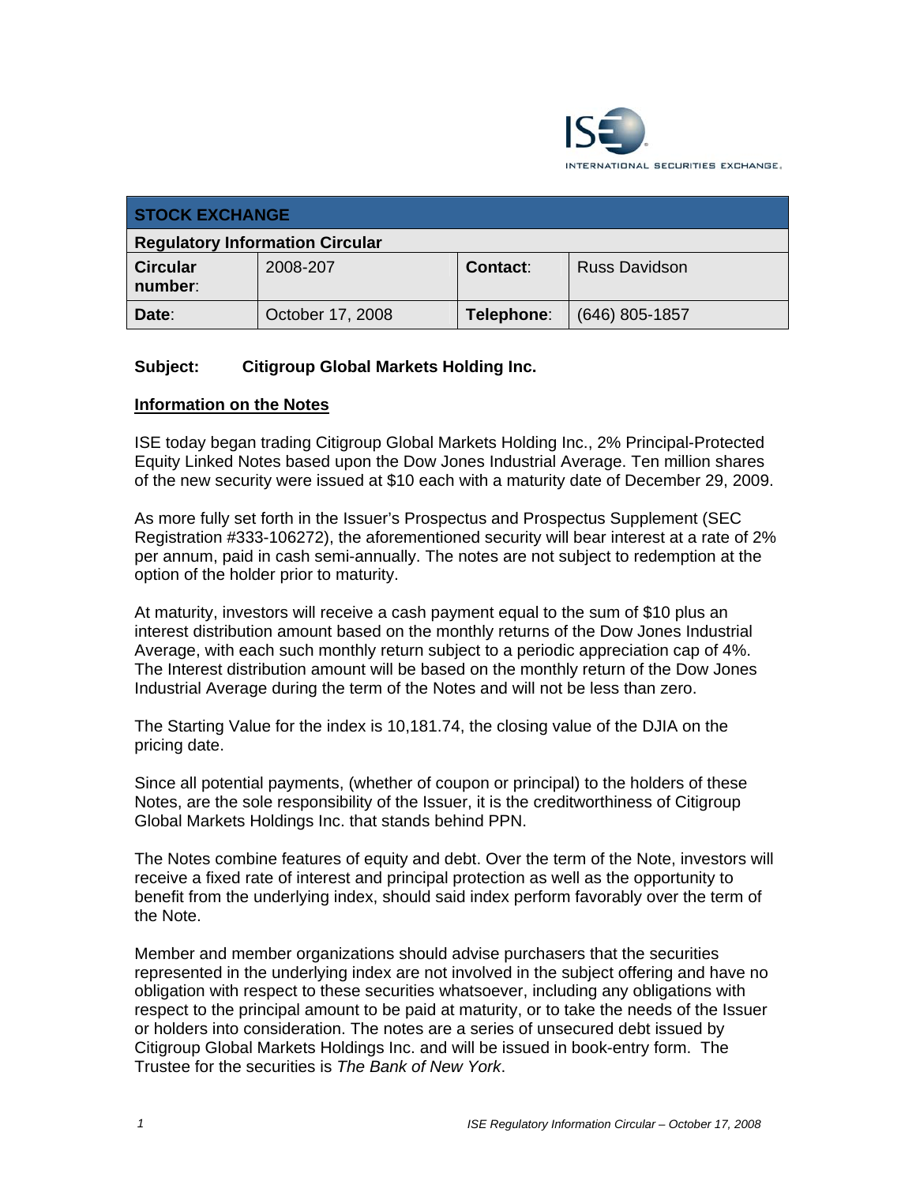| STOCK EXCHANGE | | | |
|---|---|---|---|
| **Regulatory Information Circular** | | | |
| **Circular number**: | 2008-207 | **Contact**: | Russ Davidson |
| **Date**: | October 17, 2008 | **Telephone**: | (646) 805-1857 |

**Subject: Citigroup Global Markets Holding Inc.**

## Information on the Notes

ISE today began trading Citigroup Global Markets Holding Inc., 2% Principal-Protected Equity Linked Notes based upon the Dow Jones Industrial Average. Ten million shares of the new security were issued at $10 each with a maturity date of December 29, 2009.

As more fully set forth in the Issuer's Prospectus and Prospectus Supplement (SEC Registration #333-106272), the aforementioned security will bear interest at a rate of 2% per annum, paid in cash semi-annually. The notes are not subject to redemption at the option of the holder prior to maturity.

At maturity, investors will receive a cash payment equal to the sum of $10 plus an interest distribution amount based on the monthly returns of the Dow Jones Industrial Average, with each such monthly return subject to a periodic appreciation cap of 4%. The Interest distribution amount will be based on the monthly return of the Dow Jones Industrial Average during the term of the Notes and will not be less than zero.

The Starting Value for the index is 10,181.74, the closing value of the DJIA on the pricing date.

Since all potential payments, (whether of coupon or principal) to the holders of these Notes, are the sole responsibility of the Issuer, it is the creditworthiness of Citigroup Global Markets Holdings Inc. that stands behind PPN.

The Notes combine features of equity and debt. Over the term of the Note, investors will receive a fixed rate of interest and principal protection as well as the opportunity to benefit from the underlying index, should said index perform favorably over the term of the Note.

Member and member organizations should advise purchasers that the securities represented in the underlying index are not involved in the subject offering and have no obligation with respect to these securities whatsoever, including any obligations with respect to the principal amount to be paid at maturity, or to take the needs of the Issuer or holders into consideration. The notes are a series of unsecured debt issued by Citigroup Global Markets Holdings Inc. and will be issued in book-entry form. The Trustee for the securities is *The Bank of New York*.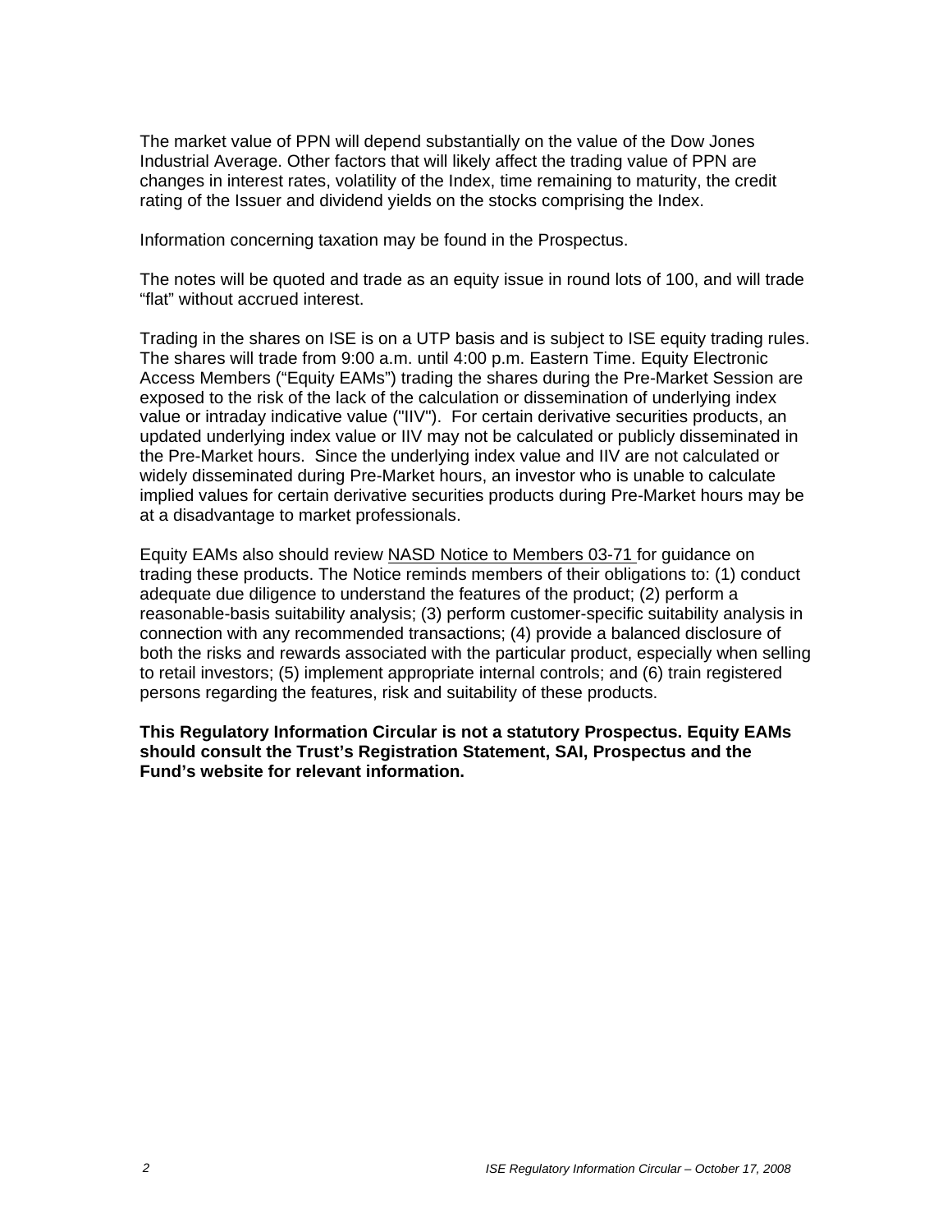The market value of PPN will depend substantially on the value of the Dow Jones Industrial Average. Other factors that will likely affect the trading value of PPN are changes in interest rates, volatility of the Index, time remaining to maturity, the credit rating of the Issuer and dividend yields on the stocks comprising the Index.

Information concerning taxation may be found in the Prospectus.

The notes will be quoted and trade as an equity issue in round lots of 100, and will trade "flat" without accrued interest.

Trading in the shares on ISE is on a UTP basis and is subject to ISE equity trading rules. The shares will trade from 9:00 a.m. until 4:00 p.m. Eastern Time. Equity Electronic Access Members ("Equity EAMs") trading the shares during the Pre-Market Session are exposed to the risk of the lack of the calculation or dissemination of underlying index value or intraday indicative value ("IIV"). For certain derivative securities products, an updated underlying index value or IIV may not be calculated or publicly disseminated in the Pre-Market hours. Since the underlying index value and IIV are not calculated or widely disseminated during Pre-Market hours, an investor who is unable to calculate implied values for certain derivative securities products during Pre-Market hours may be at a disadvantage to market professionals.

Equity EAMs also should review NASD Notice to Members 03-71 for guidance on trading these products. The Notice reminds members of their obligations to: (1) conduct adequate due diligence to understand the features of the product; (2) perform a reasonable-basis suitability analysis; (3) perform customer-specific suitability analysis in connection with any recommended transactions; (4) provide a balanced disclosure of both the risks and rewards associated with the particular product, especially when selling to retail investors; (5) implement appropriate internal controls; and (6) train registered persons regarding the features, risk and suitability of these products.

**This Regulatory Information Circular is not a statutory Prospectus. Equity EAMs should consult the Trust's Registration Statement, SAI, Prospectus and the Fund's website for relevant information.**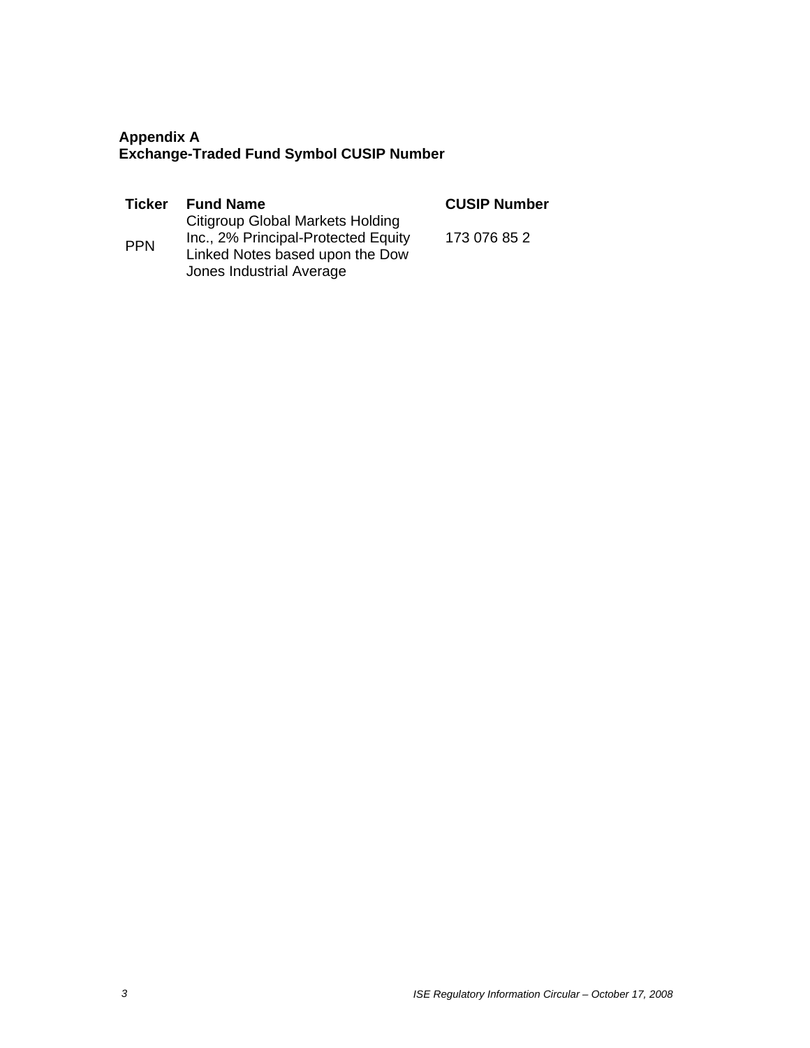**Appendix A**
**Exchange-Traded Fund Symbol CUSIP Number**

| Ticker | Fund Name | CUSIP Number |
|---|---|---|
| PPN | Citigroup Global Markets Holding Inc., 2% Principal-Protected Equity Linked Notes based upon the Dow Jones Industrial Average | 173 076 85 2 |